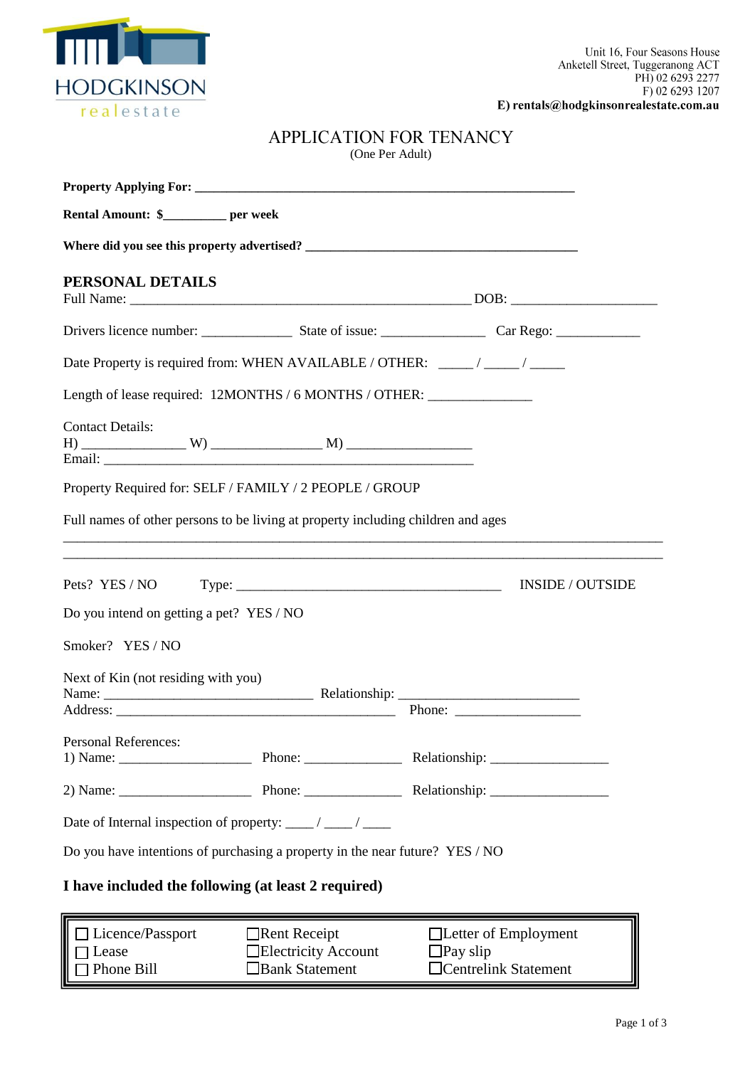HODGKINSON realestate

Unit 16, Four Seasons House
Anketell Street, Tuggeranong ACT
PH) 02 6293 2277
F) 02 6293 1207
**E) rentals@hodgkinsonrealestate.com.au**

# APPLICATION FOR TENANCY

(One Per Adult)

**Property Applying For: ______________________________________________________________**

**Rental Amount: $__________ per week**

**Where did you see this property advertised? ____________________________________________**

## PERSONAL DETAILS

Full Name: _______________________________________________________ DOB: _______________________

Drivers licence number: ______________ State of issue: ________________ Car Rego: _____________

Date Property is required from: WHEN AVAILABLE / OTHER: _____ / _____ / _____

Length of lease required: 12MONTHS / 6 MONTHS / OTHER: _______________

Contact Details:
H) ________________ W) __________________ M) ____________________
Email: ____________________________________________________________

Property Required for: SELF / FAMILY / 2 PEOPLE / GROUP

Full names of other persons to be living at property including children and ages
_______________________________________________________________________________________________
_______________________________________________________________________________________________

Pets? YES / NO Type: __________________________________________ INSIDE / OUTSIDE

Do you intend on getting a pet? YES / NO

Smoker? YES / NO

Next of Kin (not residing with you)
Name: __________________________________ Relationship: _____________________________
Address: _____________________________________________ Phone: ____________________

Personal References:
1) Name: _____________________ Phone: _______________ Relationship: __________________

2) Name: _____________________ Phone: _______________ Relationship: __________________

Date of Internal inspection of property: ____ / ____ / ____

Do you have intentions of purchasing a property in the near future? YES / NO

### I have included the following (at least 2 required)

| | | |
|---|---|---|
| ☐ Licence/Passport | ☐Rent Receipt | ☐Letter of Employment |
| ☐ Lease | ☐Electricity Account | ☐Pay slip |
| ☐ Phone Bill | ☐Bank Statement | ☐Centrelink Statement |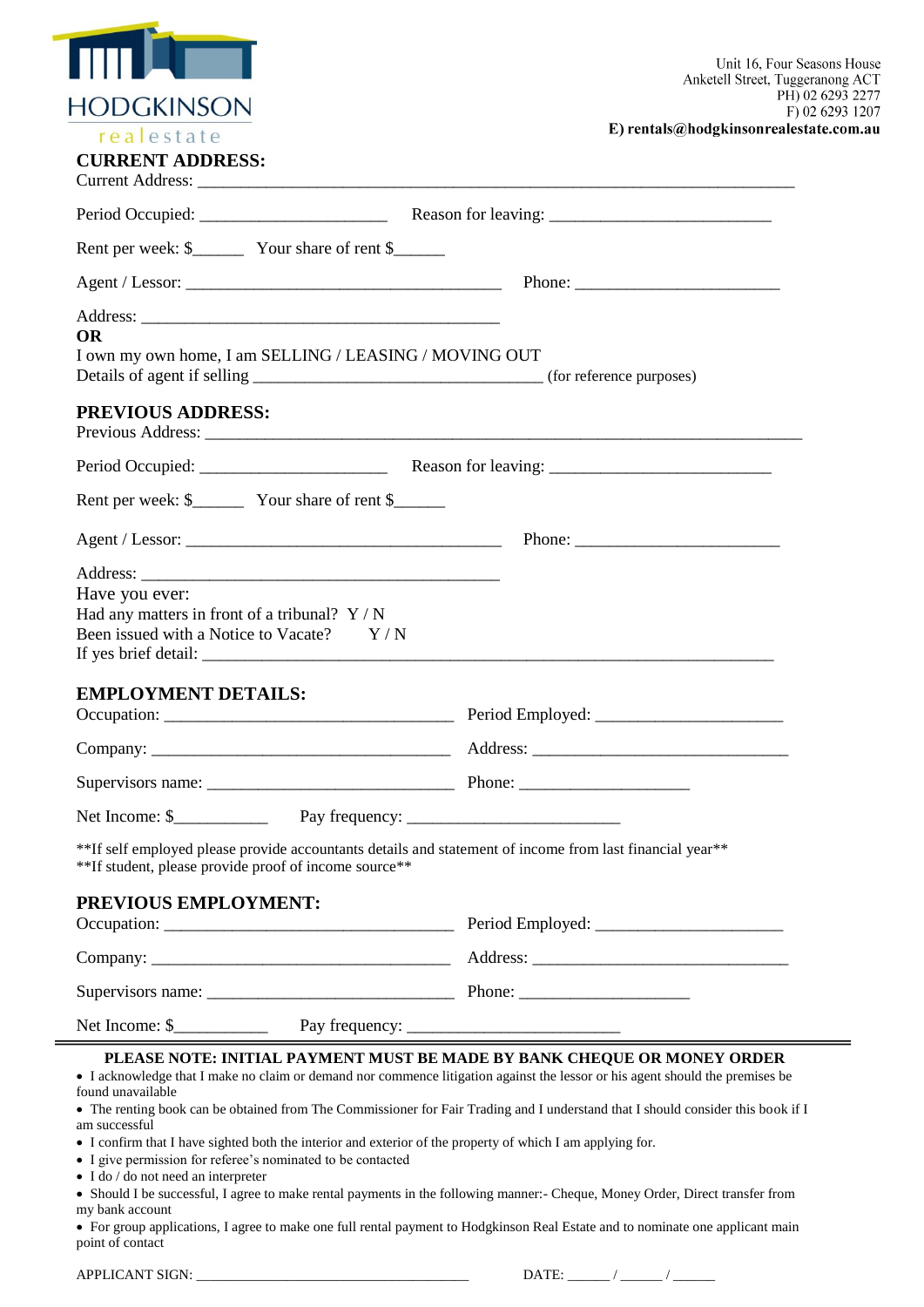HODGKINSON
realestate

Unit 16, Four Seasons House
Anketell Street, Tuggeranong ACT
PH) 02 6293 2277
F) 02 6293 1207
**E) rentals@hodgkinsonrealestate.com.au**

## CURRENT ADDRESS:

Current Address: ___________________________________________________________________________

Period Occupied: _______________________ Reason for leaving: ___________________________

Rent per week: $______ Your share of rent $______

Agent / Lessor: _______________________________________ Phone: _________________________

Address: ____________________________________________

**OR**

I own my own home, I am SELLING / LEASING / MOVING OUT

Details of agent if selling ___________________________________ (for reference purposes)

## PREVIOUS ADDRESS:

Previous Address: __________________________________________________________________________

Period Occupied: _______________________ Reason for leaving: ___________________________

Rent per week: $______ Your share of rent $______

Agent / Lessor: _______________________________________ Phone: _________________________

Address: ____________________________________________

Have you ever:

Had any matters in front of a tribunal? Y / N

Been issued with a Notice to Vacate? Y / N

If yes brief detail: ______________________________________________________________________

## EMPLOYMENT DETAILS:

Occupation: ___________________________________ Period Employed: _______________________

Company: ____________________________________ Address: _________________________________

Supervisors name: ______________________________ Phone: _____________________

Net Income: $___________ Pay frequency: __________________________

**If self employed please provide accountants details and statement of income from last financial year**

**If student, please provide proof of income source**

## PREVIOUS EMPLOYMENT:

Occupation: ___________________________________ Period Employed: _______________________

Company: ____________________________________ Address: _________________________________

Supervisors name: ______________________________ Phone: _____________________

Net Income: $___________ Pay frequency: __________________________

---

**PLEASE NOTE: INITIAL PAYMENT MUST BE MADE BY BANK CHEQUE OR MONEY ORDER**

- I acknowledge that I make no claim or demand nor commence litigation against the lessor or his agent should the premises be found unavailable
- The renting book can be obtained from The Commissioner for Fair Trading and I understand that I should consider this book if I am successful
- I confirm that I have sighted both the interior and exterior of the property of which I am applying for.
- I give permission for referee's nominated to be contacted
- I do / do not need an interpreter
- Should I be successful, I agree to make rental payments in the following manner:- Cheque, Money Order, Direct transfer from my bank account
- For group applications, I agree to make one full rental payment to Hodgkinson Real Estate and to nominate one applicant main point of contact

APPLICANT SIGN: ________________________________________ DATE: ______ / ______ / ______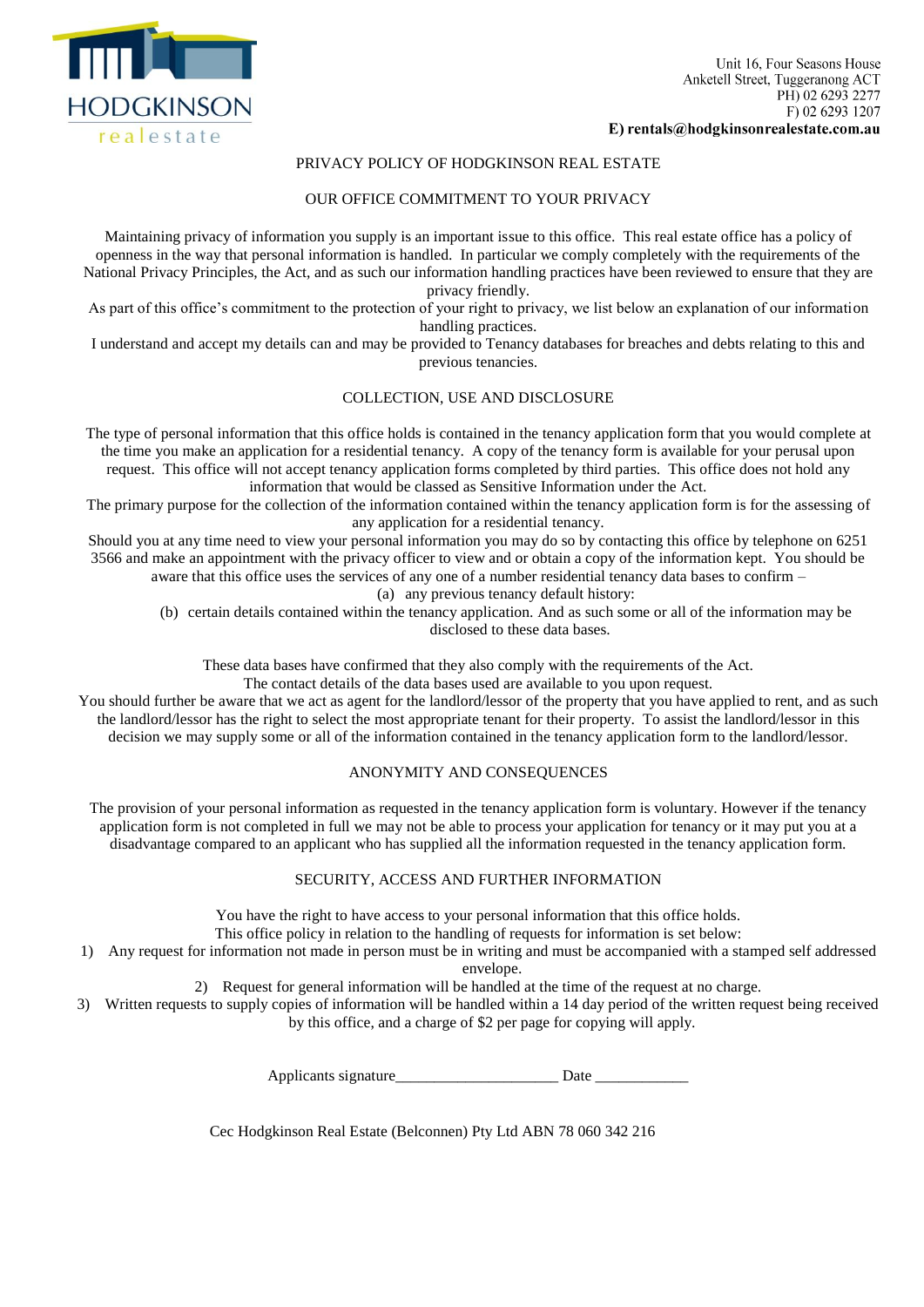HODGKINSON realestate

Unit 16, Four Seasons House
Anketell Street, Tuggeranong ACT
PH) 02 6293 2277
F) 02 6293 1207
**E) rentals@hodgkinsonrealestate.com.au**

# PRIVACY POLICY OF HODGKINSON REAL ESTATE

## OUR OFFICE COMMITMENT TO YOUR PRIVACY

Maintaining privacy of information you supply is an important issue to this office. This real estate office has a policy of openness in the way that personal information is handled. In particular we comply completely with the requirements of the National Privacy Principles, the Act, and as such our information handling practices have been reviewed to ensure that they are privacy friendly.

As part of this office's commitment to the protection of your right to privacy, we list below an explanation of our information handling practices.

I understand and accept my details can and may be provided to Tenancy databases for breaches and debts relating to this and previous tenancies.

## COLLECTION, USE AND DISCLOSURE

The type of personal information that this office holds is contained in the tenancy application form that you would complete at the time you make an application for a residential tenancy. A copy of the tenancy form is available for your perusal upon request. This office will not accept tenancy application forms completed by third parties. This office does not hold any information that would be classed as Sensitive Information under the Act.

The primary purpose for the collection of the information contained within the tenancy application form is for the assessing of any application for a residential tenancy.

Should you at any time need to view your personal information you may do so by contacting this office by telephone on 6251 3566 and make an appointment with the privacy officer to view and or obtain a copy of the information kept. You should be aware that this office uses the services of any one of a number residential tenancy data bases to confirm –

(a) any previous tenancy default history:

(b) certain details contained within the tenancy application. And as such some or all of the information may be disclosed to these data bases.

These data bases have confirmed that they also comply with the requirements of the Act.

The contact details of the data bases used are available to you upon request.

You should further be aware that we act as agent for the landlord/lessor of the property that you have applied to rent, and as such the landlord/lessor has the right to select the most appropriate tenant for their property. To assist the landlord/lessor in this decision we may supply some or all of the information contained in the tenancy application form to the landlord/lessor.

## ANONYMITY AND CONSEQUENCES

The provision of your personal information as requested in the tenancy application form is voluntary. However if the tenancy application form is not completed in full we may not be able to process your application for tenancy or it may put you at a disadvantage compared to an applicant who has supplied all the information requested in the tenancy application form.

## SECURITY, ACCESS AND FURTHER INFORMATION

You have the right to have access to your personal information that this office holds.

This office policy in relation to the handling of requests for information is set below:

1) Any request for information not made in person must be in writing and must be accompanied with a stamped self addressed envelope.
2) Request for general information will be handled at the time of the request at no charge.
3) Written requests to supply copies of information will be handled within a 14 day period of the written request being received by this office, and a charge of $2 per page for copying will apply.

Applicants signature____________________ Date ____________

Cec Hodgkinson Real Estate (Belconnen) Pty Ltd ABN 78 060 342 216